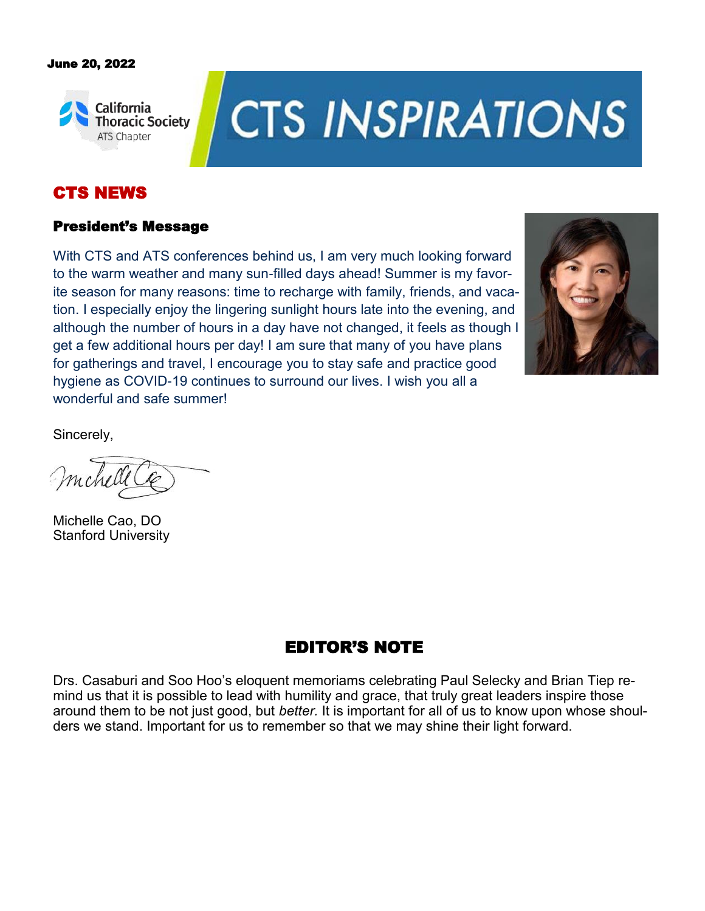June 20, 2022

California Thoracic Society
ATS Chapter

# CTS INSPIRATIONS

## CTS NEWS

### President's Message

With CTS and ATS conferences behind us, I am very much looking forward to the warm weather and many sun-filled days ahead! Summer is my favorite season for many reasons: time to recharge with family, friends, and vacation. I especially enjoy the lingering sunlight hours late into the evening, and although the number of hours in a day have not changed, it feels as though I get a few additional hours per day! I am sure that many of you have plans for gatherings and travel, I encourage you to stay safe and practice good hygiene as COVID-19 continues to surround our lives. I wish you all a wonderful and safe summer!

Sincerely,

Michelle Cao, DO
Stanford University

## EDITOR'S NOTE

Drs. Casaburi and Soo Hoo's eloquent memoriams celebrating Paul Selecky and Brian Tiep remind us that it is possible to lead with humility and grace, that truly great leaders inspire those around them to be not just good, but *better.* It is important for all of us to know upon whose shoulders we stand. Important for us to remember so that we may shine their light forward.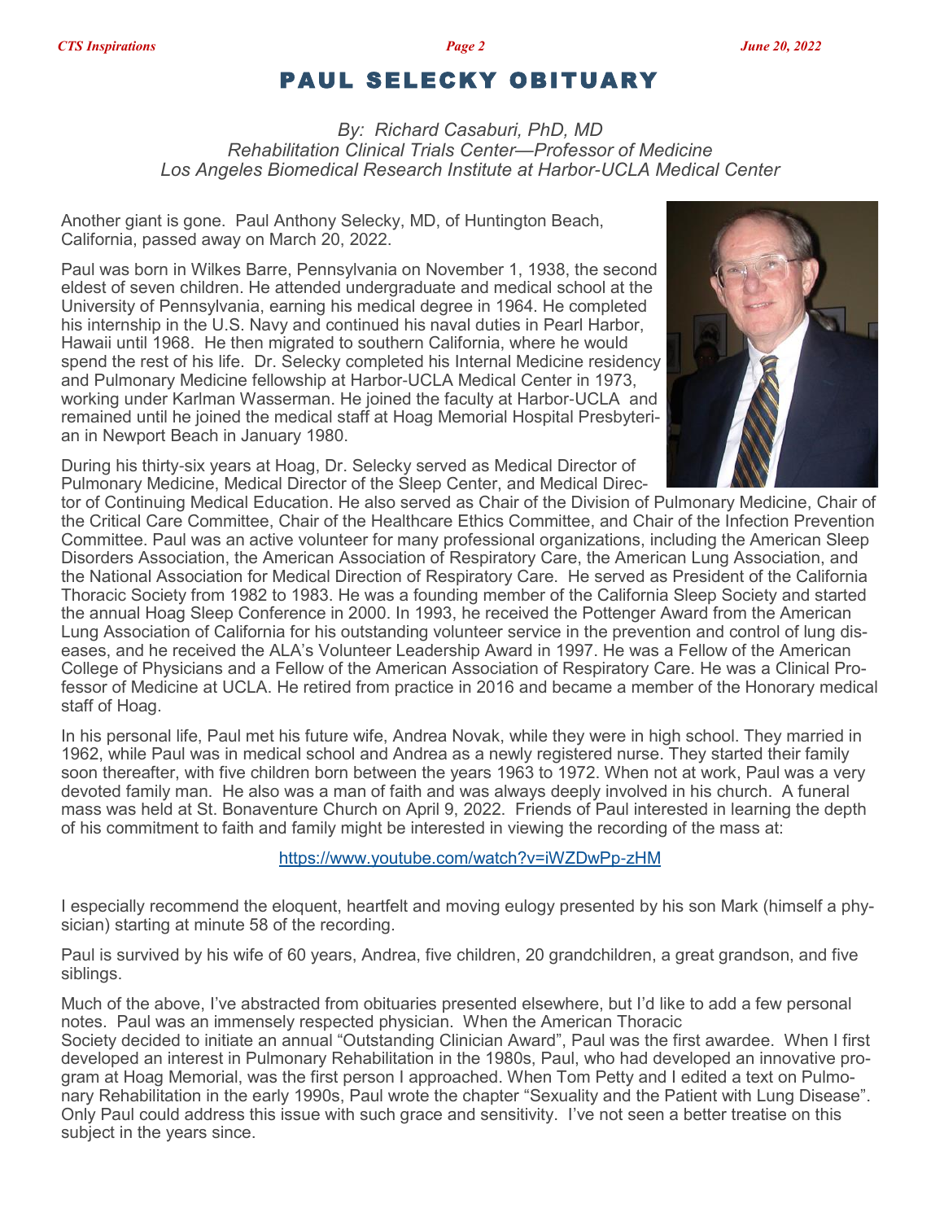# PAUL SELECKY OBITUARY

*By: Richard Casaburi, PhD, MD*
*Rehabilitation Clinical Trials Center—Professor of Medicine*
*Los Angeles Biomedical Research Institute at Harbor-UCLA Medical Center*

Another giant is gone. Paul Anthony Selecky, MD, of Huntington Beach, California, passed away on March 20, 2022.

Paul was born in Wilkes Barre, Pennsylvania on November 1, 1938, the second eldest of seven children. He attended undergraduate and medical school at the University of Pennsylvania, earning his medical degree in 1964. He completed his internship in the U.S. Navy and continued his naval duties in Pearl Harbor, Hawaii until 1968. He then migrated to southern California, where he would spend the rest of his life. Dr. Selecky completed his Internal Medicine residency and Pulmonary Medicine fellowship at Harbor-UCLA Medical Center in 1973, working under Karlman Wasserman. He joined the faculty at Harbor-UCLA and remained until he joined the medical staff at Hoag Memorial Hospital Presbyterian in Newport Beach in January 1980.

During his thirty-six years at Hoag, Dr. Selecky served as Medical Director of Pulmonary Medicine, Medical Director of the Sleep Center, and Medical Director of Continuing Medical Education. He also served as Chair of the Division of Pulmonary Medicine, Chair of the Critical Care Committee, Chair of the Healthcare Ethics Committee, and Chair of the Infection Prevention Committee. Paul was an active volunteer for many professional organizations, including the American Sleep Disorders Association, the American Association of Respiratory Care, the American Lung Association, and the National Association for Medical Direction of Respiratory Care. He served as President of the California Thoracic Society from 1982 to 1983. He was a founding member of the California Sleep Society and started the annual Hoag Sleep Conference in 2000. In 1993, he received the Pottenger Award from the American Lung Association of California for his outstanding volunteer service in the prevention and control of lung diseases, and he received the ALA's Volunteer Leadership Award in 1997. He was a Fellow of the American College of Physicians and a Fellow of the American Association of Respiratory Care. He was a Clinical Professor of Medicine at UCLA. He retired from practice in 2016 and became a member of the Honorary medical staff of Hoag.

In his personal life, Paul met his future wife, Andrea Novak, while they were in high school. They married in 1962, while Paul was in medical school and Andrea as a newly registered nurse. They started their family soon thereafter, with five children born between the years 1963 to 1972. When not at work, Paul was a very devoted family man. He also was a man of faith and was always deeply involved in his church. A funeral mass was held at St. Bonaventure Church on April 9, 2022. Friends of Paul interested in learning the depth of his commitment to faith and family might be interested in viewing the recording of the mass at:

https://www.youtube.com/watch?v=iWZDwPp-zHM

I especially recommend the eloquent, heartfelt and moving eulogy presented by his son Mark (himself a physician) starting at minute 58 of the recording.

Paul is survived by his wife of 60 years, Andrea, five children, 20 grandchildren, a great grandson, and five siblings.

Much of the above, I've abstracted from obituaries presented elsewhere, but I'd like to add a few personal notes. Paul was an immensely respected physician. When the American Thoracic Society decided to initiate an annual "Outstanding Clinician Award", Paul was the first awardee. When I first developed an interest in Pulmonary Rehabilitation in the 1980s, Paul, who had developed an innovative program at Hoag Memorial, was the first person I approached. When Tom Petty and I edited a text on Pulmonary Rehabilitation in the early 1990s, Paul wrote the chapter "Sexuality and the Patient with Lung Disease". Only Paul could address this issue with such grace and sensitivity. I've not seen a better treatise on this subject in the years since.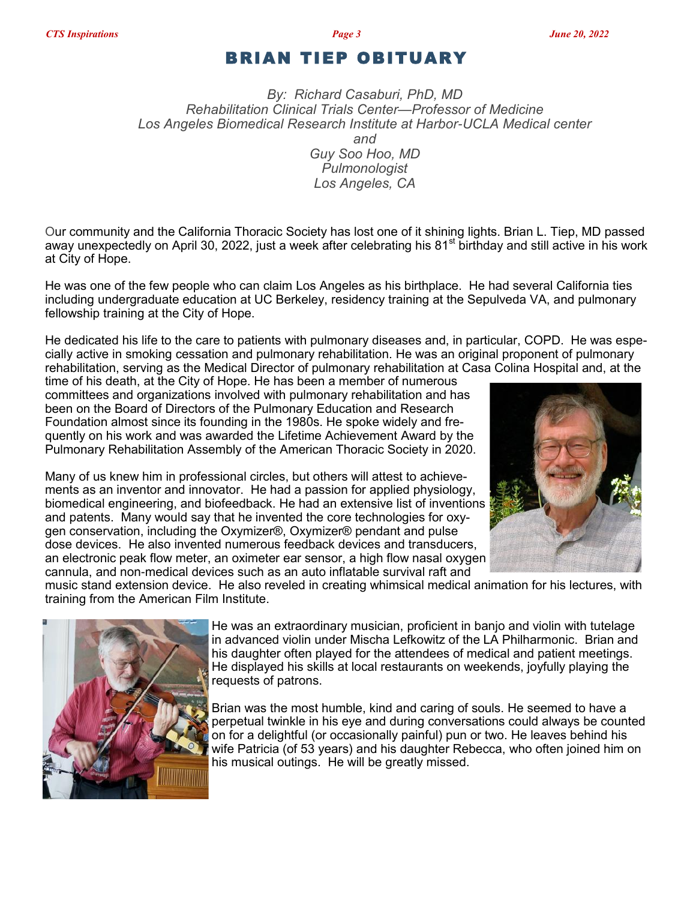# BRIAN TIEP OBITUARY

*By: Richard Casaburi, PhD, MD*
*Rehabilitation Clinical Trials Center—Professor of Medicine*
*Los Angeles Biomedical Research Institute at Harbor-UCLA Medical center*
*and*
*Guy Soo Hoo, MD*
*Pulmonologist*
*Los Angeles, CA*

Our community and the California Thoracic Society has lost one of it shining lights. Brian L. Tiep, MD passed away unexpectedly on April 30, 2022, just a week after celebrating his 81st birthday and still active in his work at City of Hope.

He was one of the few people who can claim Los Angeles as his birthplace. He had several California ties including undergraduate education at UC Berkeley, residency training at the Sepulveda VA, and pulmonary fellowship training at the City of Hope.

He dedicated his life to the care to patients with pulmonary diseases and, in particular, COPD. He was especially active in smoking cessation and pulmonary rehabilitation. He was an original proponent of pulmonary rehabilitation, serving as the Medical Director of pulmonary rehabilitation at Casa Colina Hospital and, at the time of his death, at the City of Hope. He has been a member of numerous committees and organizations involved with pulmonary rehabilitation and has been on the Board of Directors of the Pulmonary Education and Research Foundation almost since its founding in the 1980s. He spoke widely and frequently on his work and was awarded the Lifetime Achievement Award by the Pulmonary Rehabilitation Assembly of the American Thoracic Society in 2020.

Many of us knew him in professional circles, but others will attest to achievements as an inventor and innovator. He had a passion for applied physiology, biomedical engineering, and biofeedback. He had an extensive list of inventions and patents. Many would say that he invented the core technologies for oxygen conservation, including the Oxymizer®, Oxymizer® pendant and pulse dose devices. He also invented numerous feedback devices and transducers, an electronic peak flow meter, an oximeter ear sensor, a high flow nasal oxygen cannula, and non-medical devices such as an auto inflatable survival raft and music stand extension device. He also reveled in creating whimsical medical animation for his lectures, with training from the American Film Institute.

He was an extraordinary musician, proficient in banjo and violin with tutelage in advanced violin under Mischa Lefkowitz of the LA Philharmonic. Brian and his daughter often played for the attendees of medical and patient meetings. He displayed his skills at local restaurants on weekends, joyfully playing the requests of patrons.

Brian was the most humble, kind and caring of souls. He seemed to have a perpetual twinkle in his eye and during conversations could always be counted on for a delightful (or occasionally painful) pun or two. He leaves behind his wife Patricia (of 53 years) and his daughter Rebecca, who often joined him on his musical outings. He will be greatly missed.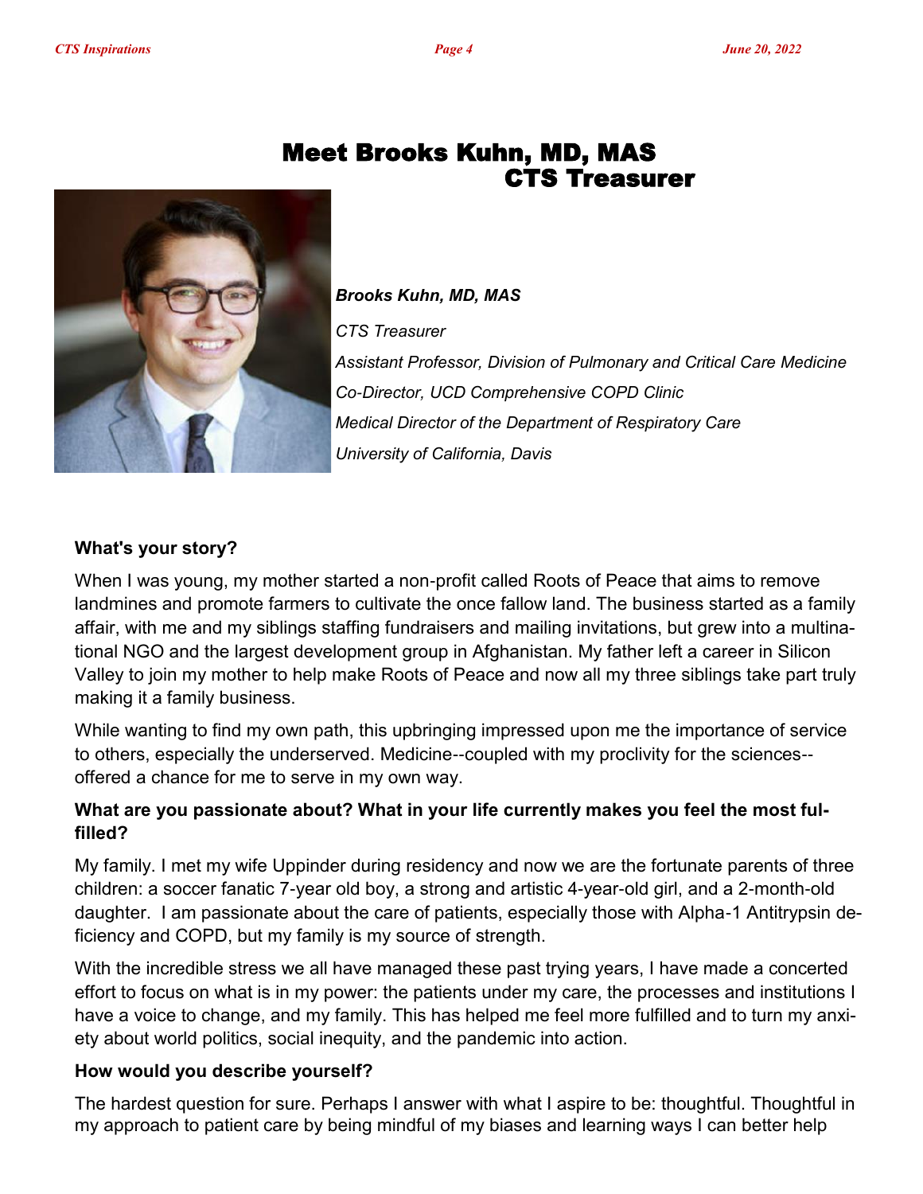# Meet Brooks Kuhn, MD, MAS CTS Treasurer

*Brooks Kuhn, MD, MAS*

*CTS Treasurer*

*Assistant Professor, Division of Pulmonary and Critical Care Medicine*

*Co-Director, UCD Comprehensive COPD Clinic*

*Medical Director of the Department of Respiratory Care*

*University of California, Davis*

**What's your story?**

When I was young, my mother started a non-profit called Roots of Peace that aims to remove landmines and promote farmers to cultivate the once fallow land. The business started as a family affair, with me and my siblings staffing fundraisers and mailing invitations, but grew into a multinational NGO and the largest development group in Afghanistan. My father left a career in Silicon Valley to join my mother to help make Roots of Peace and now all my three siblings take part truly making it a family business.

While wanting to find my own path, this upbringing impressed upon me the importance of service to others, especially the underserved. Medicine--coupled with my proclivity for the sciences--offered a chance for me to serve in my own way.

**What are you passionate about? What in your life currently makes you feel the most fulfilled?**

My family. I met my wife Uppinder during residency and now we are the fortunate parents of three children: a soccer fanatic 7-year old boy, a strong and artistic 4-year-old girl, and a 2-month-old daughter. I am passionate about the care of patients, especially those with Alpha-1 Antitrypsin deficiency and COPD, but my family is my source of strength.

With the incredible stress we all have managed these past trying years, I have made a concerted effort to focus on what is in my power: the patients under my care, the processes and institutions I have a voice to change, and my family. This has helped me feel more fulfilled and to turn my anxiety about world politics, social inequity, and the pandemic into action.

**How would you describe yourself?**

The hardest question for sure. Perhaps I answer with what I aspire to be: thoughtful. Thoughtful in my approach to patient care by being mindful of my biases and learning ways I can better help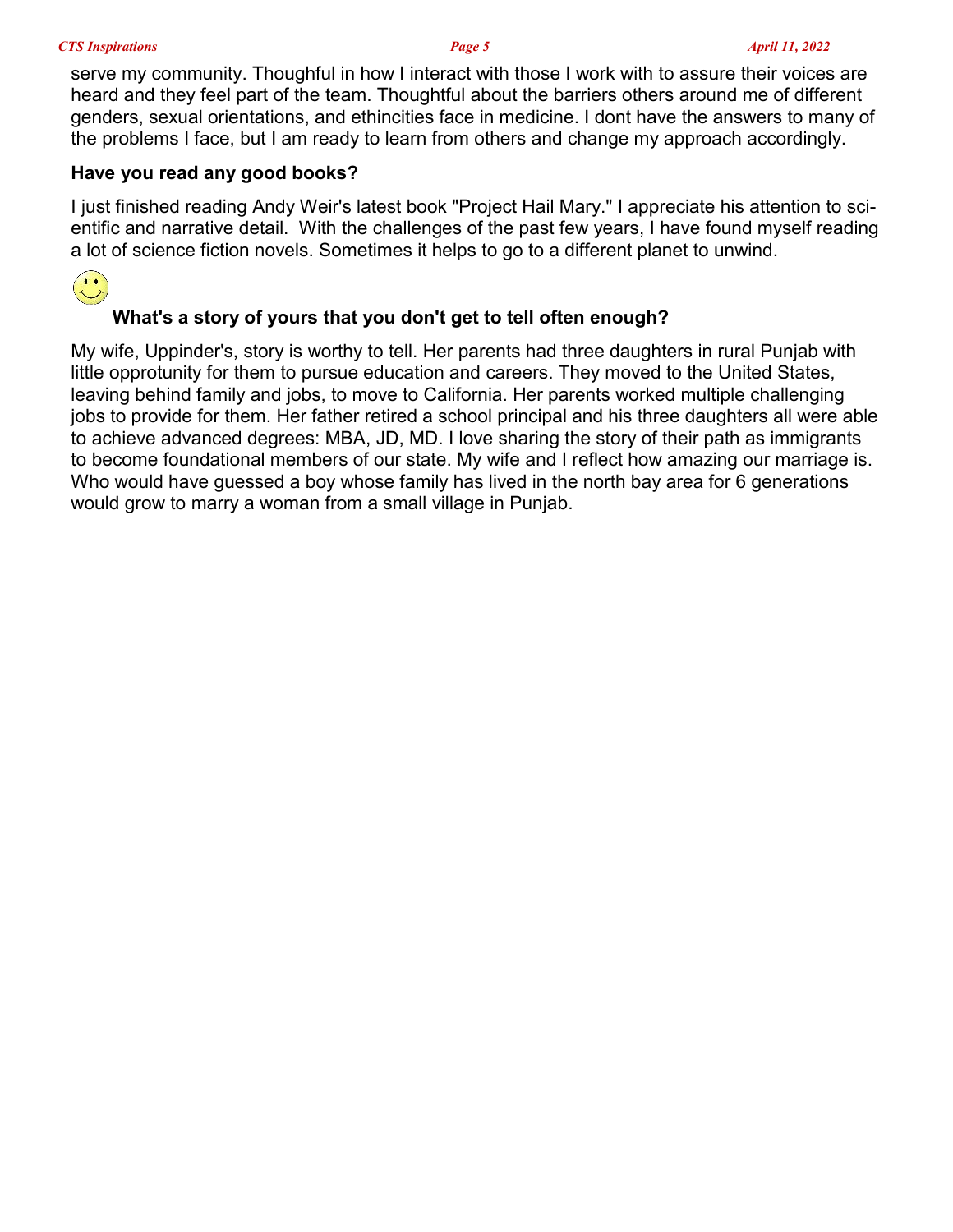serve my community. Thoughtful in how I interact with those I work with to assure their voices are heard and they feel part of the team. Thoughtful about the barriers others around me of different genders, sexual orientations, and ethincities face in medicine. I dont have the answers to many of the problems I face, but I am ready to learn from others and change my approach accordingly.

**Have you read any good books?**

I just finished reading Andy Weir's latest book "Project Hail Mary." I appreciate his attention to scientific and narrative detail. With the challenges of the past few years, I have found myself reading a lot of science fiction novels. Sometimes it helps to go to a different planet to unwind.

**What's a story of yours that you don't get to tell often enough?**

My wife, Uppinder's, story is worthy to tell. Her parents had three daughters in rural Punjab with little opprotunity for them to pursue education and careers. They moved to the United States, leaving behind family and jobs, to move to California. Her parents worked multiple challenging jobs to provide for them. Her father retired a school principal and his three daughters all were able to achieve advanced degrees: MBA, JD, MD. I love sharing the story of their path as immigrants to become foundational members of our state. My wife and I reflect how amazing our marriage is. Who would have guessed a boy whose family has lived in the north bay area for 6 generations would grow to marry a woman from a small village in Punjab.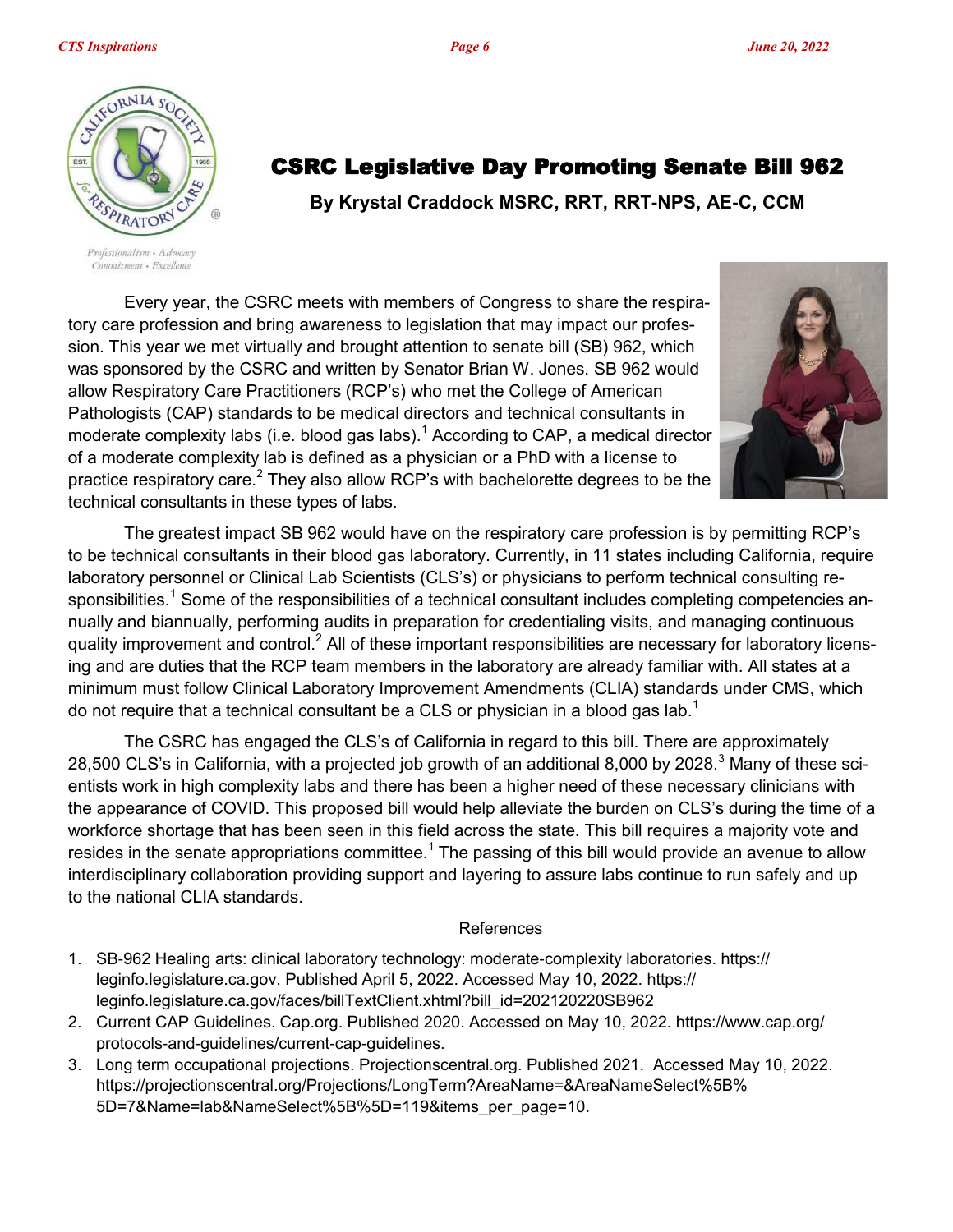# CSRC Legislative Day Promoting Senate Bill 962

**By Krystal Craddock MSRC, RRT, RRT-NPS, AE-C, CCM**

Every year, the CSRC meets with members of Congress to share the respiratory care profession and bring awareness to legislation that may impact our profession. This year we met virtually and brought attention to senate bill (SB) 962, which was sponsored by the CSRC and written by Senator Brian W. Jones. SB 962 would allow Respiratory Care Practitioners (RCP's) who met the College of American Pathologists (CAP) standards to be medical directors and technical consultants in moderate complexity labs (i.e. blood gas labs).[1] According to CAP, a medical director of a moderate complexity lab is defined as a physician or a PhD with a license to practice respiratory care.[2] They also allow RCP's with bachelorette degrees to be the technical consultants in these types of labs.

The greatest impact SB 962 would have on the respiratory care profession is by permitting RCP's to be technical consultants in their blood gas laboratory. Currently, in 11 states including California, require laboratory personnel or Clinical Lab Scientists (CLS's) or physicians to perform technical consulting responsibilities.[1] Some of the responsibilities of a technical consultant includes completing competencies annually and biannually, performing audits in preparation for credentialing visits, and managing continuous quality improvement and control.[2] All of these important responsibilities are necessary for laboratory licensing and are duties that the RCP team members in the laboratory are already familiar with. All states at a minimum must follow Clinical Laboratory Improvement Amendments (CLIA) standards under CMS, which do not require that a technical consultant be a CLS or physician in a blood gas lab.[1]

The CSRC has engaged the CLS's of California in regard to this bill. There are approximately 28,500 CLS's in California, with a projected job growth of an additional 8,000 by 2028.[3] Many of these scientists work in high complexity labs and there has been a higher need of these necessary clinicians with the appearance of COVID. This proposed bill would help alleviate the burden on CLS's during the time of a workforce shortage that has been seen in this field across the state. This bill requires a majority vote and resides in the senate appropriations committee.[1] The passing of this bill would provide an avenue to allow interdisciplinary collaboration providing support and layering to assure labs continue to run safely and up to the national CLIA standards.

References

1. SB-962 Healing arts: clinical laboratory technology: moderate-complexity laboratories. https://leginfo.legislature.ca.gov. Published April 5, 2022. Accessed May 10, 2022. https://leginfo.legislature.ca.gov/faces/billTextClient.xhtml?bill_id=202120220SB962
2. Current CAP Guidelines. Cap.org. Published 2020. Accessed on May 10, 2022. https://www.cap.org/protocols-and-guidelines/current-cap-guidelines.
3. Long term occupational projections. Projectionscentral.org. Published 2021. Accessed May 10, 2022. https://projectionscentral.org/Projections/LongTerm?AreaName=&AreaNameSelect%5B%5D=7&Name=lab&NameSelect%5B%5D=119&items_per_page=10.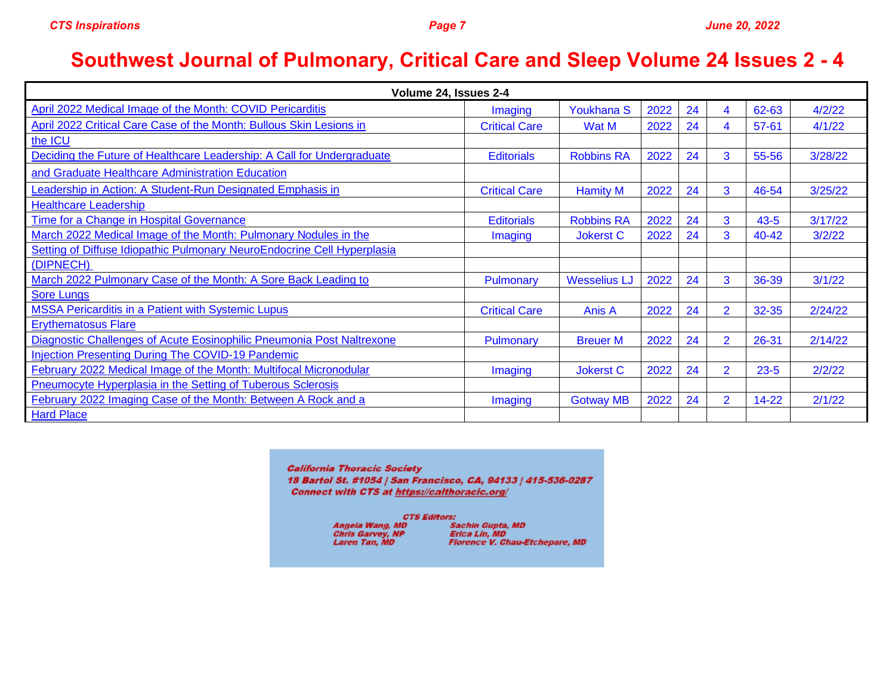# Southwest Journal of Pulmonary, Critical Care and Sleep Volume 24 Issues 2 - 4

| Volume 24, Issues 2-4 | | | | | | | |
|---|---|---|---|---|---|---|---|
| April 2022 Medical Image of the Month: COVID Pericarditis | Imaging | Youkhana S | 2022 | 24 | 4 | 62-63 | 4/2/22 |
| April 2022 Critical Care Case of the Month: Bullous Skin Lesions in the ICU | Critical Care | Wat M | 2022 | 24 | 4 | 57-61 | 4/1/22 |
| Deciding the Future of Healthcare Leadership: A Call for Undergraduate and Graduate Healthcare Administration Education | Editorials | Robbins RA | 2022 | 24 | 3 | 55-56 | 3/28/22 |
| Leadership in Action: A Student-Run Designated Emphasis in Healthcare Leadership | Critical Care | Hamity M | 2022 | 24 | 3 | 46-54 | 3/25/22 |
| Time for a Change in Hospital Governance | Editorials | Robbins RA | 2022 | 24 | 3 | 43-5 | 3/17/22 |
| March 2022 Medical Image of the Month: Pulmonary Nodules in the Setting of Diffuse Idiopathic Pulmonary NeuroEndocrine Cell Hyperplasia (DIPNECH) | Imaging | Jokerst C | 2022 | 24 | 3 | 40-42 | 3/2/22 |
| March 2022 Pulmonary Case of the Month: A Sore Back Leading to Sore Lungs | Pulmonary | Wesselius LJ | 2022 | 24 | 3 | 36-39 | 3/1/22 |
| MSSA Pericarditis in a Patient with Systemic Lupus Erythematosus Flare | Critical Care | Anis A | 2022 | 24 | 2 | 32-35 | 2/24/22 |
| Diagnostic Challenges of Acute Eosinophilic Pneumonia Post Naltrexone Injection Presenting During The COVID-19 Pandemic | Pulmonary | Breuer M | 2022 | 24 | 2 | 26-31 | 2/14/22 |
| February 2022 Medical Image of the Month: Multifocal Micronodular Pneumocyte Hyperplasia in the Setting of Tuberous Sclerosis | Imaging | Jokerst C | 2022 | 24 | 2 | 23-5 | 2/2/22 |
| February 2022 Imaging Case of the Month: Between A Rock and a Hard Place | Imaging | Gotway MB | 2022 | 24 | 2 | 14-22 | 2/1/22 |

***California Thoracic Society***
***18 Bartol St. #1054 | San Francisco, CA, 94133 | 415-536-0287***
***Connect with CTS at https://calthoracic.org/***

***CTS Editors:***

| | |
|---|---|
| *Angela Wang, MD* | *Sachin Gupta, MD* |
| *Chris Garvey, NP* | *Erica Lin, MD* |
| *Laren Tan, MD* | *Florence V. Chau-Etchepare, MD* |